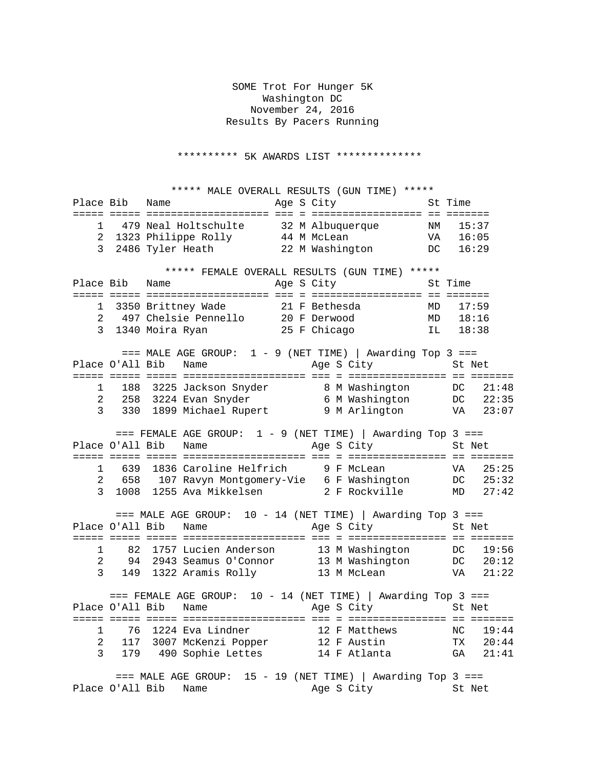# SOME Trot For Hunger 5K

Washington DC
November 24, 2016
Results By Pacers Running

********** 5K AWARDS LIST **************

## ***** MALE OVERALL RESULTS (GUN TIME) *****

| Place | Bib | Name | Age | S | City | St | Time |
|---|---|---|---|---|---|---|---|
| 1 | 479 | Neal Holtschulte | 32 | M | Albuquerque | NM | 15:37 |
| 2 | 1323 | Philippe Rolly | 44 | M | McLean | VA | 16:05 |
| 3 | 2486 | Tyler Heath | 22 | M | Washington | DC | 16:29 |

## ***** FEMALE OVERALL RESULTS (GUN TIME) *****

| Place | Bib | Name | Age | S | City | St | Time |
|---|---|---|---|---|---|---|---|
| 1 | 3350 | Brittney Wade | 21 | F | Bethesda | MD | 17:59 |
| 2 | 497 | Chelsie Pennello | 20 | F | Derwood | MD | 18:16 |
| 3 | 1340 | Moira Ryan | 25 | F | Chicago | IL | 18:38 |

## === MALE AGE GROUP: 1 - 9 (NET TIME) | Awarding Top 3 ===

| Place | O'All | Bib | Name | Age | S | City | St | Net |
|---|---|---|---|---|---|---|---|---|
| 1 | 188 | 3225 | Jackson Snyder | 8 | M | Washington | DC | 21:48 |
| 2 | 258 | 3224 | Evan Snyder | 6 | M | Washington | DC | 22:35 |
| 3 | 330 | 1899 | Michael Rupert | 9 | M | Arlington | VA | 23:07 |

## === FEMALE AGE GROUP: 1 - 9 (NET TIME) | Awarding Top 3 ===

| Place | O'All | Bib | Name | Age | S | City | St | Net |
|---|---|---|---|---|---|---|---|---|
| 1 | 639 | 1836 | Caroline Helfrich | 9 | F | McLean | VA | 25:25 |
| 2 | 658 | 107 | Ravyn Montgomery-Vie | 6 | F | Washington | DC | 25:32 |
| 3 | 1008 | 1255 | Ava Mikkelsen | 2 | F | Rockville | MD | 27:42 |

## === MALE AGE GROUP: 10 - 14 (NET TIME) | Awarding Top 3 ===

| Place | O'All | Bib | Name | Age | S | City | St | Net |
|---|---|---|---|---|---|---|---|---|
| 1 | 82 | 1757 | Lucien Anderson | 13 | M | Washington | DC | 19:56 |
| 2 | 94 | 2943 | Seamus O'Connor | 13 | M | Washington | DC | 20:12 |
| 3 | 149 | 1322 | Aramis Rolly | 13 | M | McLean | VA | 21:22 |

## === FEMALE AGE GROUP: 10 - 14 (NET TIME) | Awarding Top 3 ===

| Place | O'All | Bib | Name | Age | S | City | St | Net |
|---|---|---|---|---|---|---|---|---|
| 1 | 76 | 1224 | Eva Lindner | 12 | F | Matthews | NC | 19:44 |
| 2 | 117 | 3007 | McKenzi Popper | 12 | F | Austin | TX | 20:44 |
| 3 | 179 | 490 | Sophie Lettes | 14 | F | Atlanta | GA | 21:41 |

## === MALE AGE GROUP: 15 - 19 (NET TIME) | Awarding Top 3 ===

| Place | O'All | Bib | Name | Age | S | City | St | Net |
|---|---|---|---|---|---|---|---|---|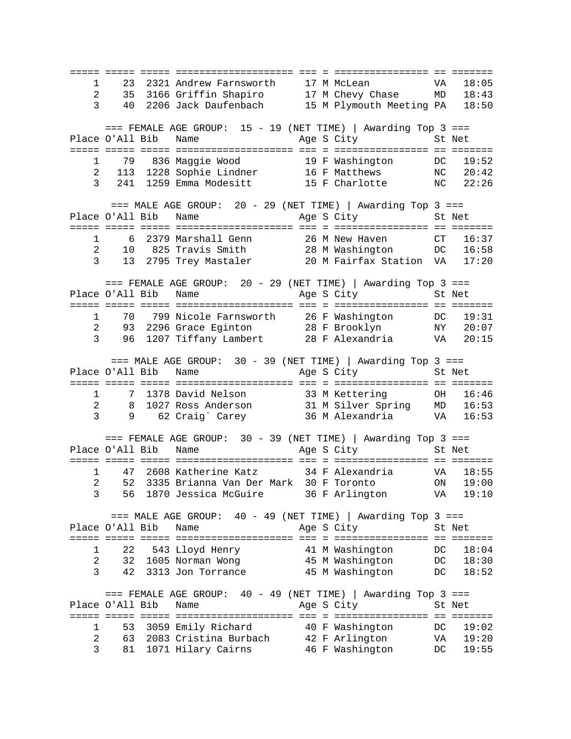| Place | O'All | Bib | Name | Age | S | City | St | Net |
|---|---|---|---|---|---|---|---|---|
| 1 | 23 | 2321 | Andrew Farnsworth | 17 | M | McLean | VA | 18:05 |
| 2 | 35 | 3166 | Griffin Shapiro | 17 | M | Chevy Chase | MD | 18:43 |
| 3 | 40 | 2206 | Jack Daufenbach | 15 | M | Plymouth Meeting | PA | 18:50 |

=== FEMALE AGE GROUP: 15 - 19 (NET TIME) | Awarding Top 3 ===

| Place | O'All | Bib | Name | Age | S | City | St | Net |
|---|---|---|---|---|---|---|---|---|
| 1 | 79 | 836 | Maggie Wood | 19 | F | Washington | DC | 19:52 |
| 2 | 113 | 1228 | Sophie Lindner | 16 | F | Matthews | NC | 20:42 |
| 3 | 241 | 1259 | Emma Modesitt | 15 | F | Charlotte | NC | 22:26 |

=== MALE AGE GROUP: 20 - 29 (NET TIME) | Awarding Top 3 ===

| Place | O'All | Bib | Name | Age | S | City | St | Net |
|---|---|---|---|---|---|---|---|---|
| 1 | 6 | 2379 | Marshall Genn | 26 | M | New Haven | CT | 16:37 |
| 2 | 10 | 825 | Travis Smith | 28 | M | Washington | DC | 16:58 |
| 3 | 13 | 2795 | Trey Mastaler | 20 | M | Fairfax Station | VA | 17:20 |

=== FEMALE AGE GROUP: 20 - 29 (NET TIME) | Awarding Top 3 ===

| Place | O'All | Bib | Name | Age | S | City | St | Net |
|---|---|---|---|---|---|---|---|---|
| 1 | 70 | 799 | Nicole Farnsworth | 26 | F | Washington | DC | 19:31 |
| 2 | 93 | 2296 | Grace Eginton | 28 | F | Brooklyn | NY | 20:07 |
| 3 | 96 | 1207 | Tiffany Lambert | 28 | F | Alexandria | VA | 20:15 |

=== MALE AGE GROUP: 30 - 39 (NET TIME) | Awarding Top 3 ===

| Place | O'All | Bib | Name | Age | S | City | St | Net |
|---|---|---|---|---|---|---|---|---|
| 1 | 7 | 1378 | David Nelson | 33 | M | Kettering | OH | 16:46 |
| 2 | 8 | 1027 | Ross Anderson | 31 | M | Silver Spring | MD | 16:53 |
| 3 | 9 | 62 | Craig` Carey | 36 | M | Alexandria | VA | 16:53 |

=== FEMALE AGE GROUP: 30 - 39 (NET TIME) | Awarding Top 3 ===

| Place | O'All | Bib | Name | Age | S | City | St | Net |
|---|---|---|---|---|---|---|---|---|
| 1 | 47 | 2608 | Katherine Katz | 34 | F | Alexandria | VA | 18:55 |
| 2 | 52 | 3335 | Brianna Van Der Mark | 30 | F | Toronto | ON | 19:00 |
| 3 | 56 | 1870 | Jessica McGuire | 36 | F | Arlington | VA | 19:10 |

=== MALE AGE GROUP: 40 - 49 (NET TIME) | Awarding Top 3 ===

| Place | O'All | Bib | Name | Age | S | City | St | Net |
|---|---|---|---|---|---|---|---|---|
| 1 | 22 | 543 | Lloyd Henry | 41 | M | Washington | DC | 18:04 |
| 2 | 32 | 1605 | Norman Wong | 45 | M | Washington | DC | 18:30 |
| 3 | 42 | 3313 | Jon Torrance | 45 | M | Washington | DC | 18:52 |

=== FEMALE AGE GROUP: 40 - 49 (NET TIME) | Awarding Top 3 ===

| Place | O'All | Bib | Name | Age | S | City | St | Net |
|---|---|---|---|---|---|---|---|---|
| 1 | 53 | 3059 | Emily Richard | 40 | F | Washington | DC | 19:02 |
| 2 | 63 | 2083 | Cristina Burbach | 42 | F | Arlington | VA | 19:20 |
| 3 | 81 | 1071 | Hilary Cairns | 46 | F | Washington | DC | 19:55 |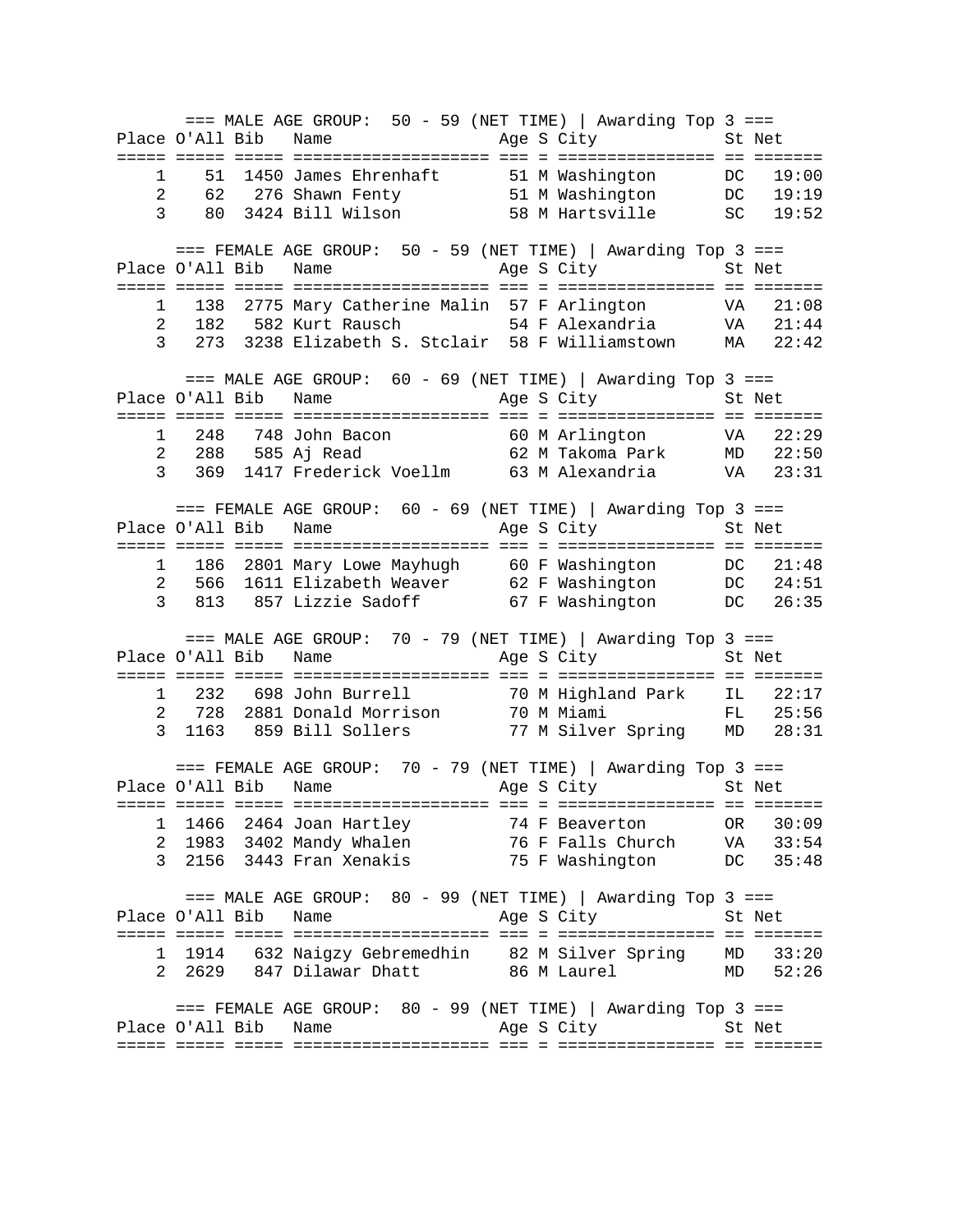=== MALE AGE GROUP: 50 - 59 (NET TIME) | Awarding Top 3 ===

| Place | O'All | Bib | Name | Age | S | City | St | Net |
|---|---|---|---|---|---|---|---|---|
| 1 | 51 | 1450 | James Ehrenhaft | 51 | M | Washington | DC | 19:00 |
| 2 | 62 | 276 | Shawn Fenty | 51 | M | Washington | DC | 19:19 |
| 3 | 80 | 3424 | Bill Wilson | 58 | M | Hartsville | SC | 19:52 |

=== FEMALE AGE GROUP: 50 - 59 (NET TIME) | Awarding Top 3 ===

| Place | O'All | Bib | Name | Age | S | City | St | Net |
|---|---|---|---|---|---|---|---|---|
| 1 | 138 | 2775 | Mary Catherine Malin | 57 | F | Arlington | VA | 21:08 |
| 2 | 182 | 582 | Kurt Rausch | 54 | F | Alexandria | VA | 21:44 |
| 3 | 273 | 3238 | Elizabeth S. Stclair | 58 | F | Williamstown | MA | 22:42 |

=== MALE AGE GROUP: 60 - 69 (NET TIME) | Awarding Top 3 ===

| Place | O'All | Bib | Name | Age | S | City | St | Net |
|---|---|---|---|---|---|---|---|---|
| 1 | 248 | 748 | John Bacon | 60 | M | Arlington | VA | 22:29 |
| 2 | 288 | 585 | Aj Read | 62 | M | Takoma Park | MD | 22:50 |
| 3 | 369 | 1417 | Frederick Voellm | 63 | M | Alexandria | VA | 23:31 |

=== FEMALE AGE GROUP: 60 - 69 (NET TIME) | Awarding Top 3 ===

| Place | O'All | Bib | Name | Age | S | City | St | Net |
|---|---|---|---|---|---|---|---|---|
| 1 | 186 | 2801 | Mary Lowe Mayhugh | 60 | F | Washington | DC | 21:48 |
| 2 | 566 | 1611 | Elizabeth Weaver | 62 | F | Washington | DC | 24:51 |
| 3 | 813 | 857 | Lizzie Sadoff | 67 | F | Washington | DC | 26:35 |

=== MALE AGE GROUP: 70 - 79 (NET TIME) | Awarding Top 3 ===

| Place | O'All | Bib | Name | Age | S | City | St | Net |
|---|---|---|---|---|---|---|---|---|
| 1 | 232 | 698 | John Burrell | 70 | M | Highland Park | IL | 22:17 |
| 2 | 728 | 2881 | Donald Morrison | 70 | M | Miami | FL | 25:56 |
| 3 | 1163 | 859 | Bill Sollers | 77 | M | Silver Spring | MD | 28:31 |

=== FEMALE AGE GROUP: 70 - 79 (NET TIME) | Awarding Top 3 ===

| Place | O'All | Bib | Name | Age | S | City | St | Net |
|---|---|---|---|---|---|---|---|---|
| 1 | 1466 | 2464 | Joan Hartley | 74 | F | Beaverton | OR | 30:09 |
| 2 | 1983 | 3402 | Mandy Whalen | 76 | F | Falls Church | VA | 33:54 |
| 3 | 2156 | 3443 | Fran Xenakis | 75 | F | Washington | DC | 35:48 |

=== MALE AGE GROUP: 80 - 99 (NET TIME) | Awarding Top 3 ===

| Place | O'All | Bib | Name | Age | S | City | St | Net |
|---|---|---|---|---|---|---|---|---|
| 1 | 1914 | 632 | Naigzy Gebremedhin | 82 | M | Silver Spring | MD | 33:20 |
| 2 | 2629 | 847 | Dilawar Dhatt | 86 | M | Laurel | MD | 52:26 |

=== FEMALE AGE GROUP: 80 - 99 (NET TIME) | Awarding Top 3 ===

| Place | O'All | Bib | Name | Age | S | City | St | Net |
|---|---|---|---|---|---|---|---|---|